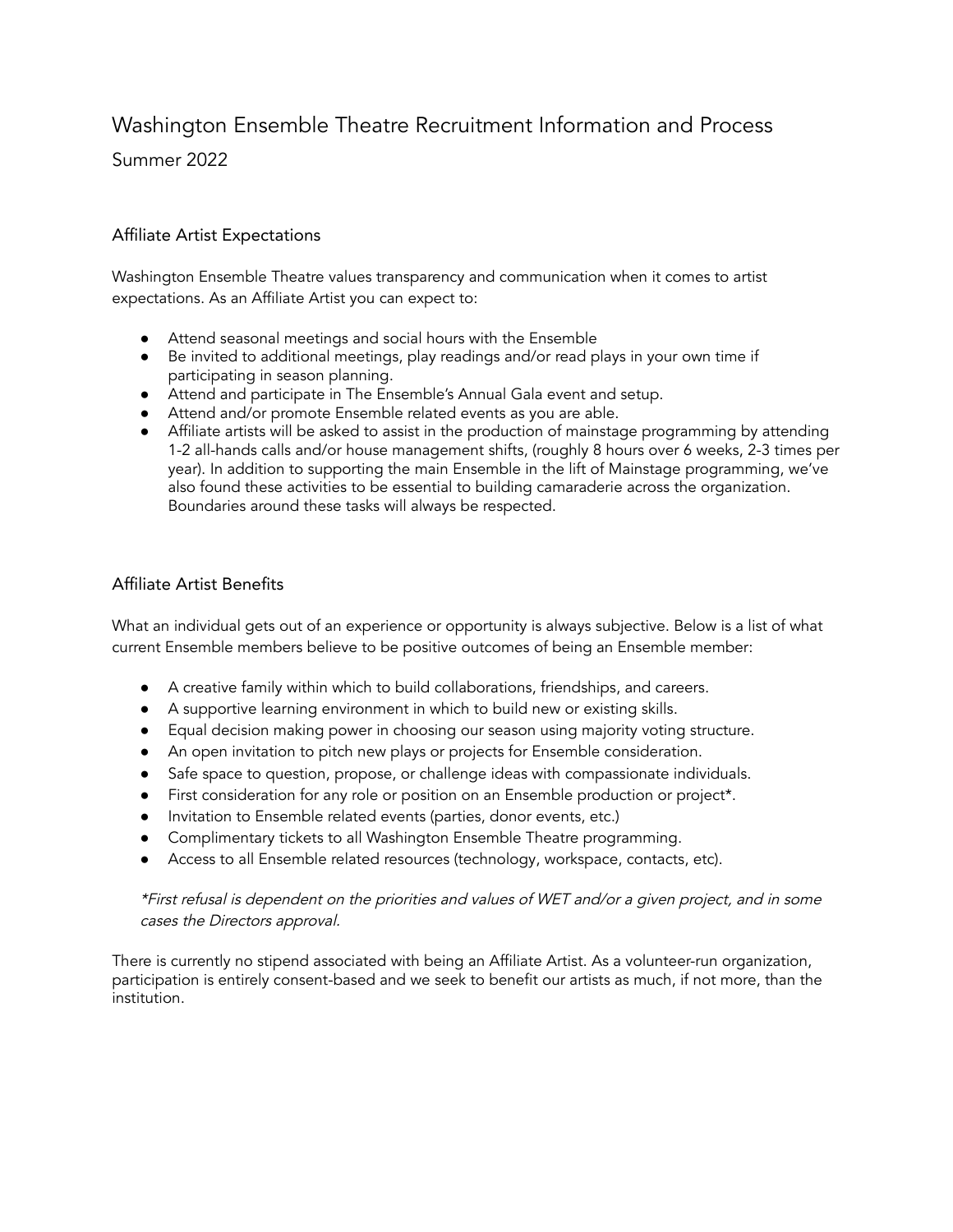# Washington Ensemble Theatre Recruitment Information and Process

Summer 2022

## Affiliate Artist Expectations

Washington Ensemble Theatre values transparency and communication when it comes to artist expectations. As an Affiliate Artist you can expect to:

- Attend seasonal meetings and social hours with the Ensemble
- Be invited to additional meetings, play readings and/or read plays in your own time if participating in season planning.
- Attend and participate in The Ensemble's Annual Gala event and setup.
- Attend and/or promote Ensemble related events as you are able.
- Affiliate artists will be asked to assist in the production of mainstage programming by attending 1-2 all-hands calls and/or house management shifts, (roughly 8 hours over 6 weeks, 2-3 times per year). In addition to supporting the main Ensemble in the lift of Mainstage programming, we've also found these activities to be essential to building camaraderie across the organization. Boundaries around these tasks will always be respected.

## Affiliate Artist Benefits

What an individual gets out of an experience or opportunity is always subjective. Below is a list of what current Ensemble members believe to be positive outcomes of being an Ensemble member:

- A creative family within which to build collaborations, friendships, and careers.
- A supportive learning environment in which to build new or existing skills.
- Equal decision making power in choosing our season using majority voting structure.
- An open invitation to pitch new plays or projects for Ensemble consideration.
- Safe space to question, propose, or challenge ideas with compassionate individuals.
- First consideration for any role or position on an Ensemble production or project*.
- Invitation to Ensemble related events (parties, donor events, etc.)
- Complimentary tickets to all Washington Ensemble Theatre programming.
- Access to all Ensemble related resources (technology, workspace, contacts, etc).

*\*First refusal is dependent on the priorities and values of WET and/or a given project, and in some cases the Directors approval.*

There is currently no stipend associated with being an Affiliate Artist. As a volunteer-run organization, participation is entirely consent-based and we seek to benefit our artists as much, if not more, than the institution.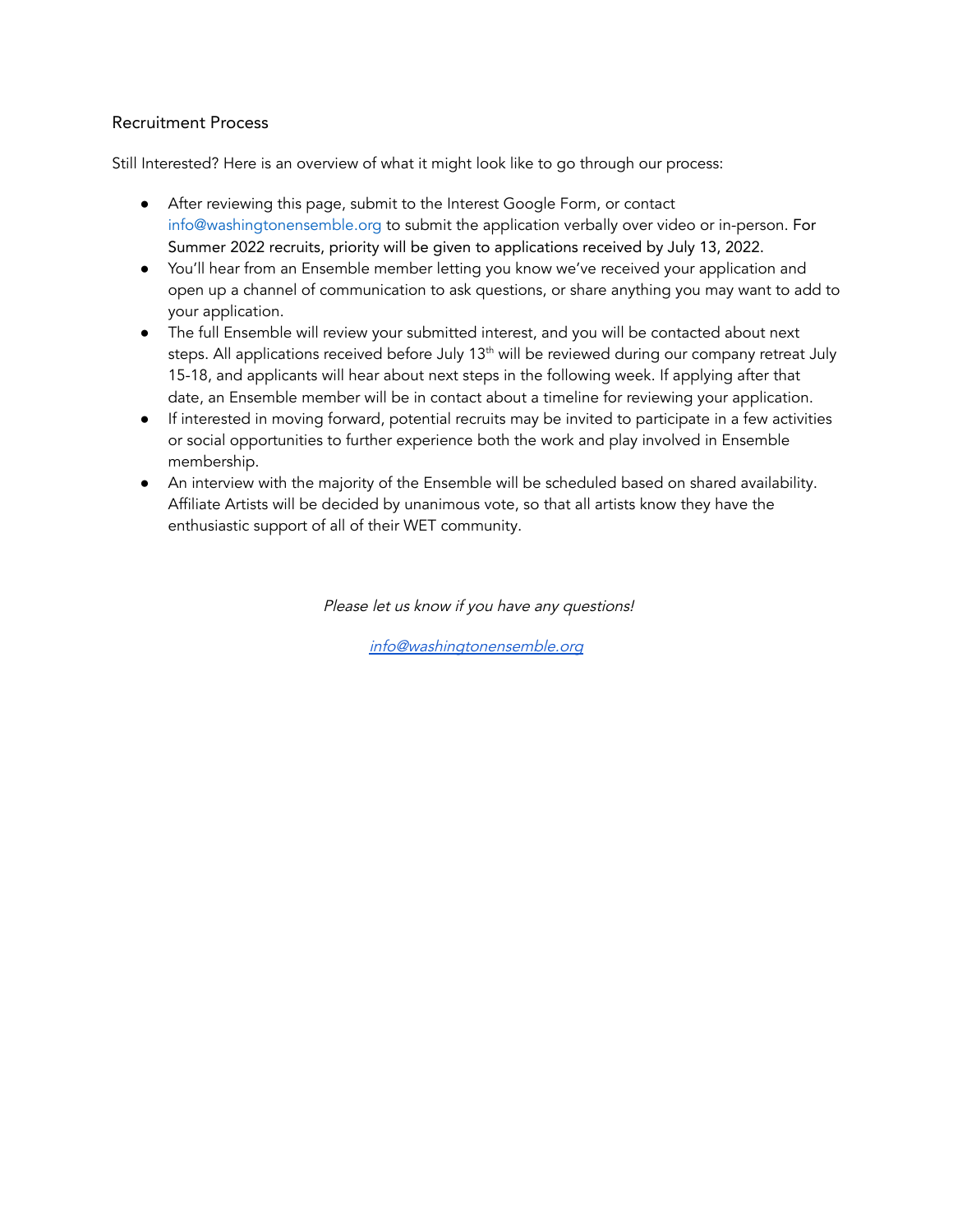## Recruitment Process

Still Interested? Here is an overview of what it might look like to go through our process:

- After reviewing this page, submit to the Interest Google Form, or contact info@washingtonensemble.org to submit the application verbally over video or in-person. For Summer 2022 recruits, priority will be given to applications received by July 13, 2022.
- You'll hear from an Ensemble member letting you know we've received your application and open up a channel of communication to ask questions, or share anything you may want to add to your application.
- The full Ensemble will review your submitted interest, and you will be contacted about next steps. All applications received before July 13th will be reviewed during our company retreat July 15-18, and applicants will hear about next steps in the following week. If applying after that date, an Ensemble member will be in contact about a timeline for reviewing your application.
- If interested in moving forward, potential recruits may be invited to participate in a few activities or social opportunities to further experience both the work and play involved in Ensemble membership.
- An interview with the majority of the Ensemble will be scheduled based on shared availability. Affiliate Artists will be decided by unanimous vote, so that all artists know they have the enthusiastic support of all of their WET community.

*Please let us know if you have any questions!*

*info@washingtonensemble.org*